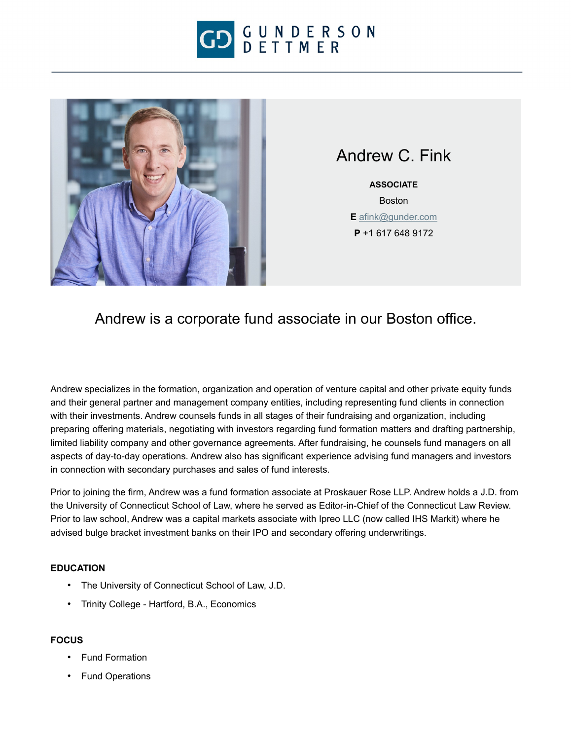# Andrew C. Fink

**ASSOCIATE**

Boston

**E** afink@gunder.com

**P** +1 617 648 9172

## Andrew is a corporate fund associate in our Boston office.

Andrew specializes in the formation, organization and operation of venture capital and other private equity funds and their general partner and management company entities, including representing fund clients in connection with their investments. Andrew counsels funds in all stages of their fundraising and organization, including preparing offering materials, negotiating with investors regarding fund formation matters and drafting partnership, limited liability company and other governance agreements. After fundraising, he counsels fund managers on all aspects of day-to-day operations. Andrew also has significant experience advising fund managers and investors in connection with secondary purchases and sales of fund interests.

Prior to joining the firm, Andrew was a fund formation associate at Proskauer Rose LLP. Andrew holds a J.D. from the University of Connecticut School of Law, where he served as Editor-in-Chief of the Connecticut Law Review. Prior to law school, Andrew was a capital markets associate with Ipreo LLC (now called IHS Markit) where he advised bulge bracket investment banks on their IPO and secondary offering underwritings.

### EDUCATION

- The University of Connecticut School of Law, J.D.
- Trinity College - Hartford, B.A., Economics

### FOCUS

- Fund Formation
- Fund Operations